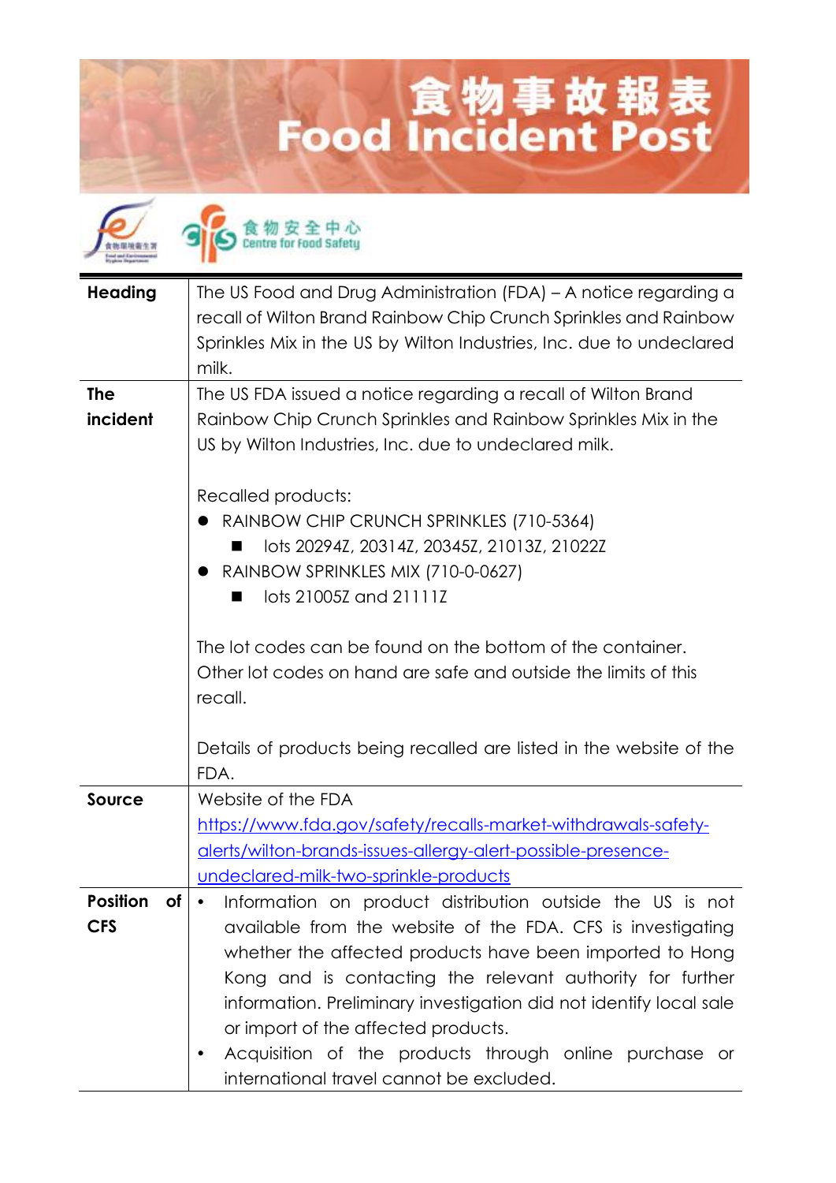# 食物事故報表
# Food Incident Post

食物安全中心 Centre for Food Safety

| | |
|---|---|
| **Heading** | The US Food and Drug Administration (FDA) – A notice regarding a recall of Wilton Brand Rainbow Chip Crunch Sprinkles and Rainbow Sprinkles Mix in the US by Wilton Industries, Inc. due to undeclared milk. |
| **The incident** | The US FDA issued a notice regarding a recall of Wilton Brand Rainbow Chip Crunch Sprinkles and Rainbow Sprinkles Mix in the US by Wilton Industries, Inc. due to undeclared milk.<br><br>Recalled products:<br>● RAINBOW CHIP CRUNCH SPRINKLES (710-5364)<br>&nbsp;&nbsp;&nbsp;&nbsp;■ lots 20294Z, 20314Z, 20345Z, 21013Z, 21022Z<br>● RAINBOW SPRINKLES MIX (710-0-0627)<br>&nbsp;&nbsp;&nbsp;&nbsp;■ lots 21005Z and 21111Z<br><br>The lot codes can be found on the bottom of the container. Other lot codes on hand are safe and outside the limits of this recall.<br><br>Details of products being recalled are listed in the website of the FDA. |
| **Source** | Website of the FDA<br>https://www.fda.gov/safety/recalls-market-withdrawals-safety-alerts/wilton-brands-issues-allergy-alert-possible-presence-undeclared-milk-two-sprinkle-products |
| **Position of CFS** | • Information on product distribution outside the US is not available from the website of the FDA. CFS is investigating whether the affected products have been imported to Hong Kong and is contacting the relevant authority for further information. Preliminary investigation did not identify local sale or import of the affected products.<br>• Acquisition of the products through online purchase or international travel cannot be excluded. |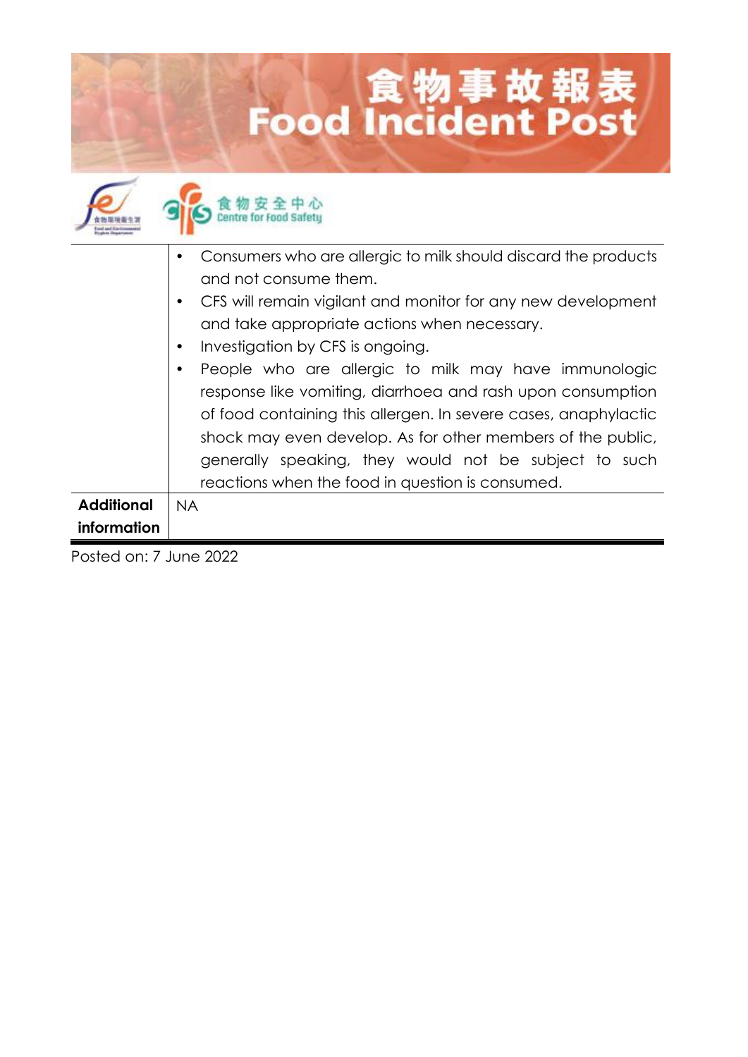# 食物事故報表
# Food Incident Post

食物安全中心 Centre for Food Safety

| | |
|---|---|
| | • Consumers who are allergic to milk should discard the products and not consume them.<br>• CFS will remain vigilant and monitor for any new development and take appropriate actions when necessary.<br>• Investigation by CFS is ongoing.<br>• People who are allergic to milk may have immunologic response like vomiting, diarrhoea and rash upon consumption of food containing this allergen. In severe cases, anaphylactic shock may even develop. As for other members of the public, generally speaking, they would not be subject to such reactions when the food in question is consumed. |
| **Additional information** | NA |

Posted on: 7 June 2022